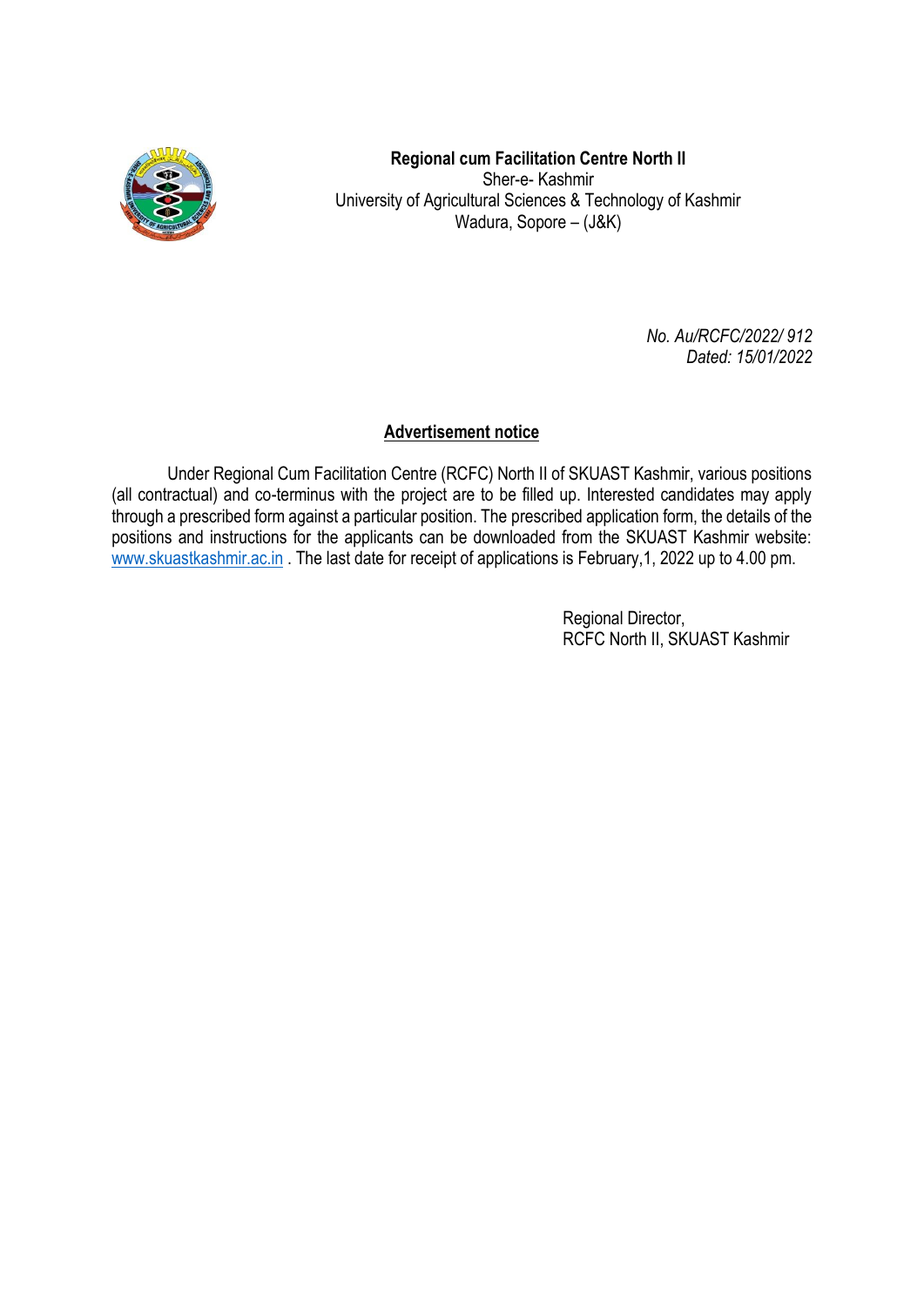**Regional cum Facilitation Centre North II**
Sher-e- Kashmir
University of Agricultural Sciences & Technology of Kashmir
Wadura, Sopore – (J&K)

*No. Au/RCFC/2022/ 912*
*Dated: 15/01/2022*

## Advertisement notice

Under Regional Cum Facilitation Centre (RCFC) North II of SKUAST Kashmir, various positions (all contractual) and co-terminus with the project are to be filled up. Interested candidates may apply through a prescribed form against a particular position. The prescribed application form, the details of the positions and instructions for the applicants can be downloaded from the SKUAST Kashmir website: www.skuastkashmir.ac.in . The last date for receipt of applications is February,1, 2022 up to 4.00 pm.

Regional Director,
RCFC North II, SKUAST Kashmir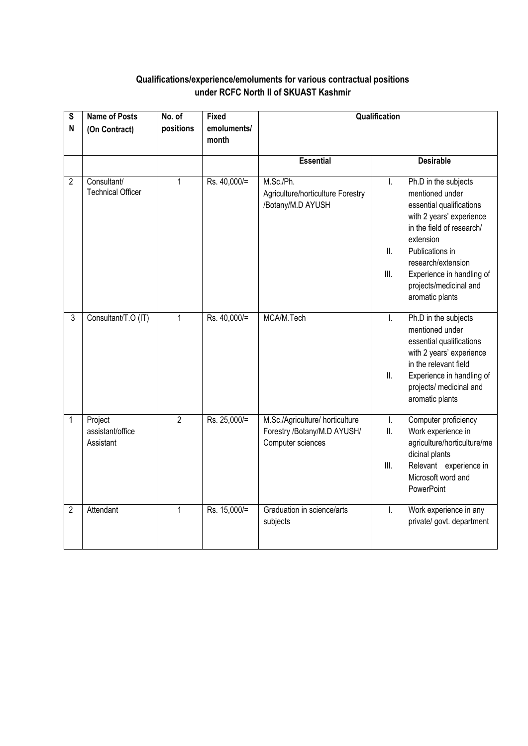**Qualifications/experience/emoluments for various contractual positions under RCFC North II of SKUAST Kashmir**

| S N | Name of Posts (On Contract) | No. of positions | Fixed emoluments/ month | Qualification | |
|---|---|---|---|---|---|
| | | | | **Essential** | **Desirable** |
| 2 | Consultant/ Technical Officer | 1 | Rs. 40,000/= | M.Sc./Ph. Agriculture/horticulture Forestry /Botany/M.D AYUSH | I. Ph.D in the subjects mentioned under essential qualifications with 2 years' experience in the field of research/ extension<br>II. Publications in research/extension<br>III. Experience in handling of projects/medicinal and aromatic plants |
| 3 | Consultant/T.O (IT) | 1 | Rs. 40,000/= | MCA/M.Tech | I. Ph.D in the subjects mentioned under essential qualifications with 2 years' experience in the relevant field<br>II. Experience in handling of projects/ medicinal and aromatic plants |
| 1 | Project assistant/office Assistant | 2 | Rs. 25,000/= | M.Sc./Agriculture/ horticulture Forestry /Botany/M.D AYUSH/ Computer sciences | I. Computer proficiency<br>II. Work experience in agriculture/horticulture/medicinal plants<br>III. Relevant experience in Microsoft word and PowerPoint |
| 2 | Attendant | 1 | Rs. 15,000/= | Graduation in science/arts subjects | I. Work experience in any private/ govt. department |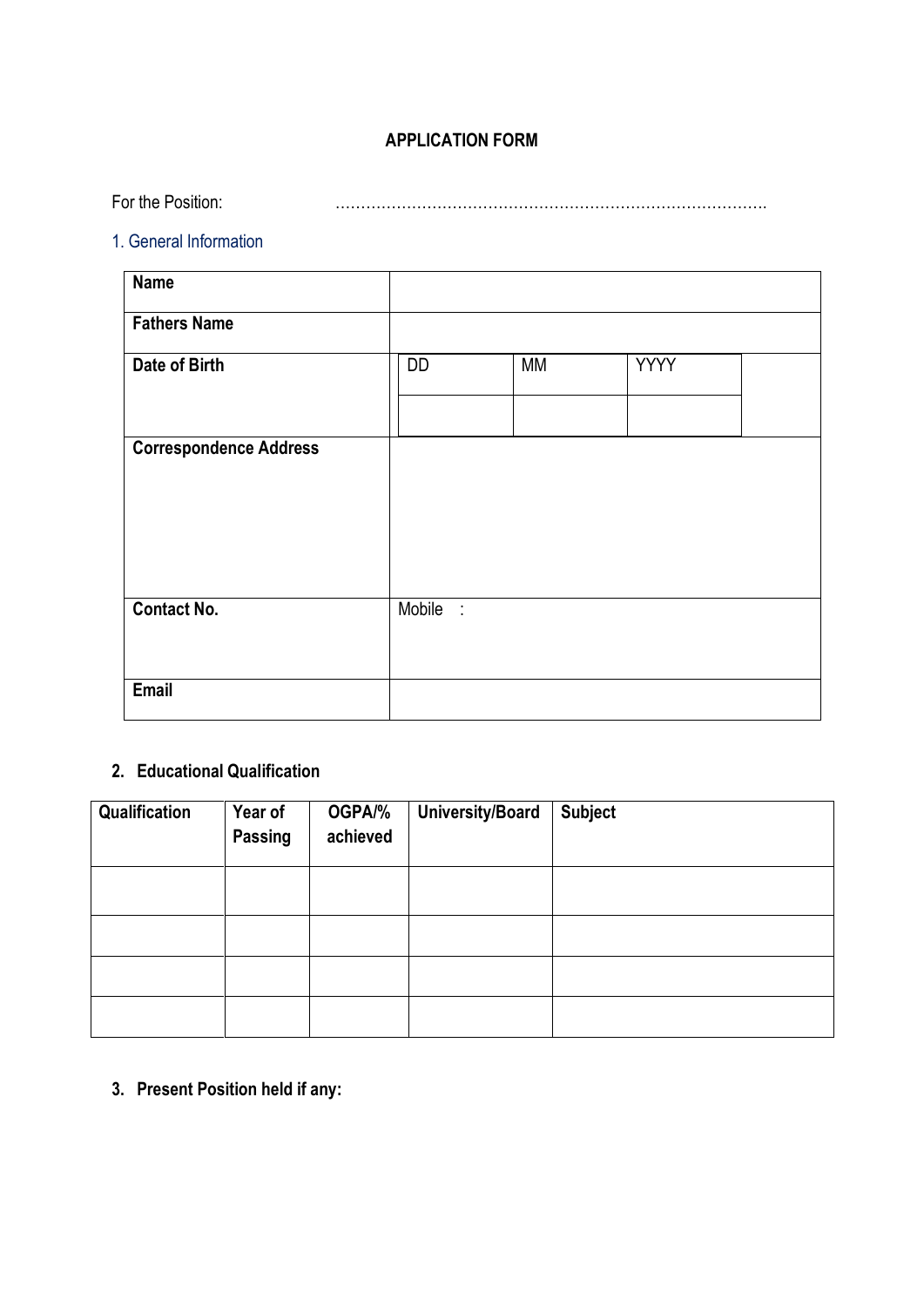# APPLICATION FORM

For the Position: ………………………………………………………………………….

## 1. General Information

| **Name** | | | | |
|---|---|---|---|---|
| **Fathers Name** | | | | |
| **Date of Birth** | DD | MM | YYYY | |
| | | | | |
| **Correspondence Address** | | | | |
| **Contact No.** | Mobile : | | | |
| **Email** | | | | |

## 2. Educational Qualification

| Qualification | Year of Passing | OGPA/% achieved | University/Board | Subject |
|---|---|---|---|---|
| | | | | |
| | | | | |
| | | | | |
| | | | | |

## 3. Present Position held if any: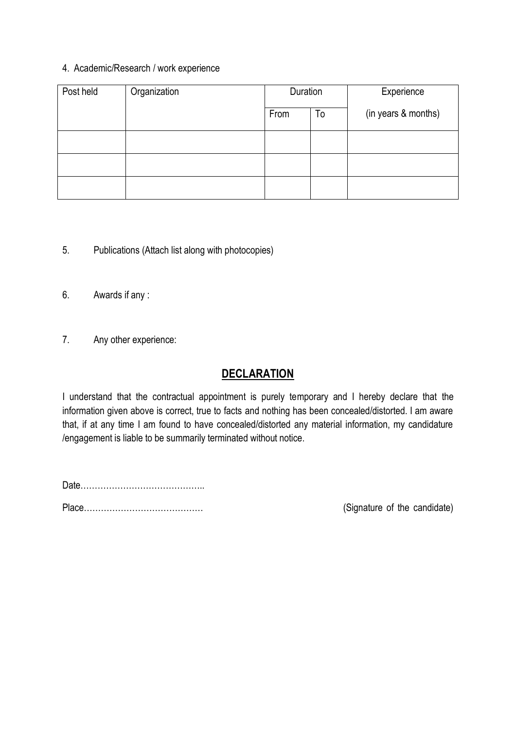4. Academic/Research / work experience

| Post held | Organization | Duration | | Experience |
|---|---|---|---|---|
| | | From | To | (in years & months) |
| | | | | |
| | | | | |
| | | | | |

5. Publications (Attach list along with photocopies)

6. Awards if any :

7. Any other experience:

## **DECLARATION**

I understand that the contractual appointment is purely temporary and I hereby declare that the information given above is correct, true to facts and nothing has been concealed/distorted. I am aware that, if at any time I am found to have concealed/distorted any material information, my candidature /engagement is liable to be summarily terminated without notice.

Date……………………………………..

Place…………………………………… (Signature of the candidate)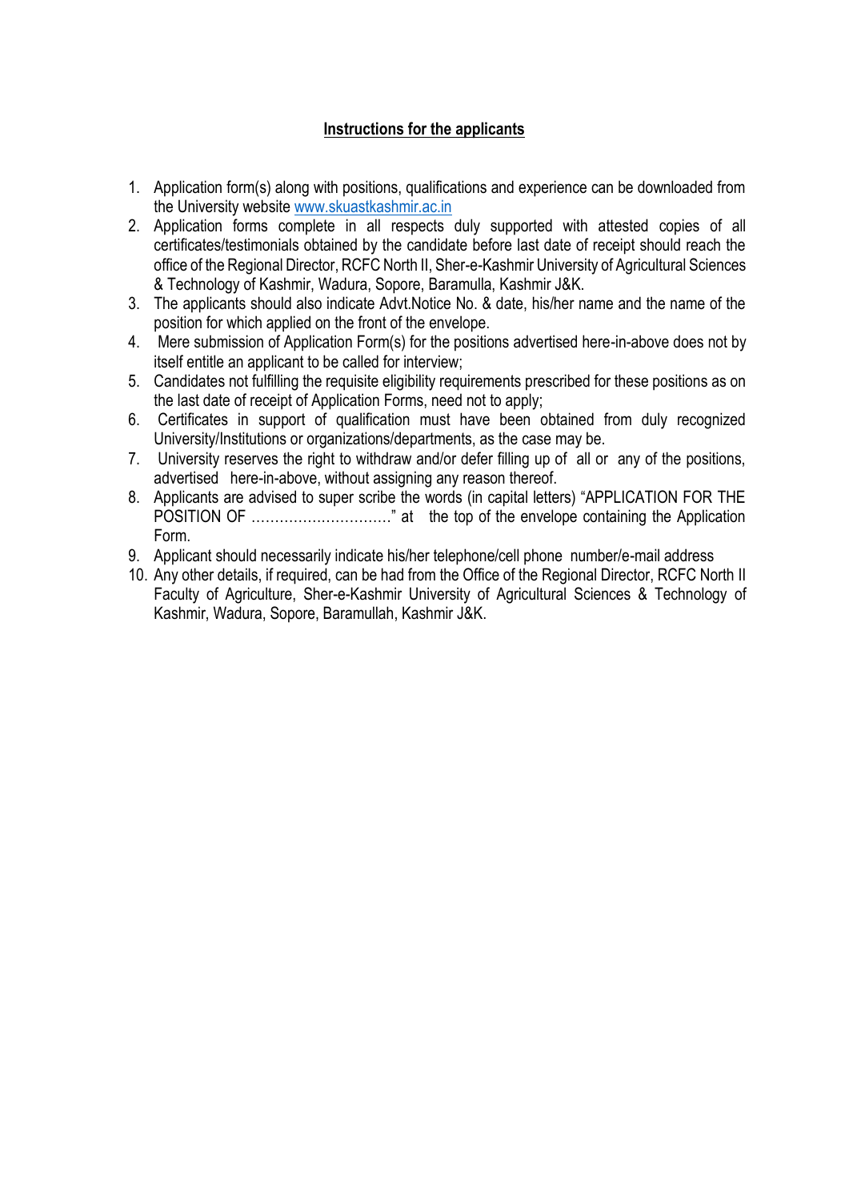**<u>Instructions for the applicants</u>**

1. Application form(s) along with positions, qualifications and experience can be downloaded from the University website [www.skuastkashmir.ac.in](http://www.skuastkashmir.ac.in)
2. Application forms complete in all respects duly supported with attested copies of all certificates/testimonials obtained by the candidate before last date of receipt should reach the office of the Regional Director, RCFC North II, Sher-e-Kashmir University of Agricultural Sciences & Technology of Kashmir, Wadura, Sopore, Baramulla, Kashmir J&K.
3. The applicants should also indicate Advt.Notice No. & date, his/her name and the name of the position for which applied on the front of the envelope.
4. Mere submission of Application Form(s) for the positions advertised here-in-above does not by itself entitle an applicant to be called for interview;
5. Candidates not fulfilling the requisite eligibility requirements prescribed for these positions as on the last date of receipt of Application Forms, need not to apply;
6. Certificates in support of qualification must have been obtained from duly recognized University/Institutions or organizations/departments, as the case may be.
7. University reserves the right to withdraw and/or defer filling up of all or any of the positions, advertised here-in-above, without assigning any reason thereof.
8. Applicants are advised to super scribe the words (in capital letters) "APPLICATION FOR THE POSITION OF …………………………" at the top of the envelope containing the Application Form.
9. Applicant should necessarily indicate his/her telephone/cell phone number/e-mail address
10. Any other details, if required, can be had from the Office of the Regional Director, RCFC North II Faculty of Agriculture, Sher-e-Kashmir University of Agricultural Sciences & Technology of Kashmir, Wadura, Sopore, Baramullah, Kashmir J&K.